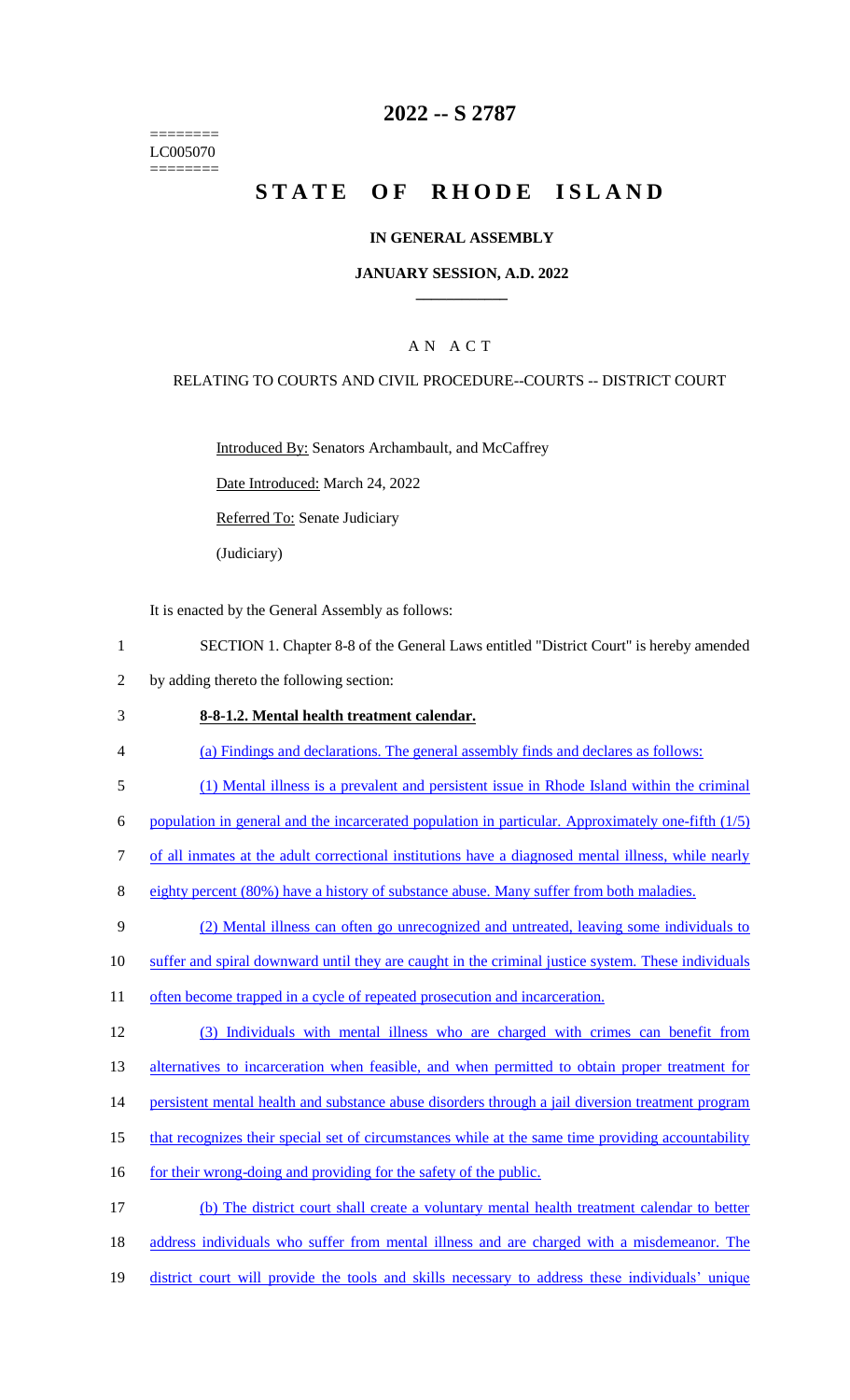========
LC005070
========

# 2022 -- S 2787

# STATE OF RHODE ISLAND

## IN GENERAL ASSEMBLY

### JANUARY SESSION, A.D. 2022

---

A N A C T

RELATING TO COURTS AND CIVIL PROCEDURE--COURTS -- DISTRICT COURT

Introduced By: Senators Archambault, and McCaffrey

Date Introduced: March 24, 2022

Referred To: Senate Judiciary

(Judiciary)

It is enacted by the General Assembly as follows:

1 SECTION 1. Chapter 8-8 of the General Laws entitled "District Court" is hereby amended
2 by adding thereto the following section:

3 **8-8-1.2. Mental health treatment calendar.**

4 (a) Findings and declarations. The general assembly finds and declares as follows:

5 (1) Mental illness is a prevalent and persistent issue in Rhode Island within the criminal
6 population in general and the incarcerated population in particular. Approximately one-fifth (1/5)
7 of all inmates at the adult correctional institutions have a diagnosed mental illness, while nearly
8 eighty percent (80%) have a history of substance abuse. Many suffer from both maladies.

9 (2) Mental illness can often go unrecognized and untreated, leaving some individuals to
10 suffer and spiral downward until they are caught in the criminal justice system. These individuals
11 often become trapped in a cycle of repeated prosecution and incarceration.

12 (3) Individuals with mental illness who are charged with crimes can benefit from
13 alternatives to incarceration when feasible, and when permitted to obtain proper treatment for
14 persistent mental health and substance abuse disorders through a jail diversion treatment program
15 that recognizes their special set of circumstances while at the same time providing accountability
16 for their wrong-doing and providing for the safety of the public.

17 (b) The district court shall create a voluntary mental health treatment calendar to better
18 address individuals who suffer from mental illness and are charged with a misdemeanor. The
19 district court will provide the tools and skills necessary to address these individuals' unique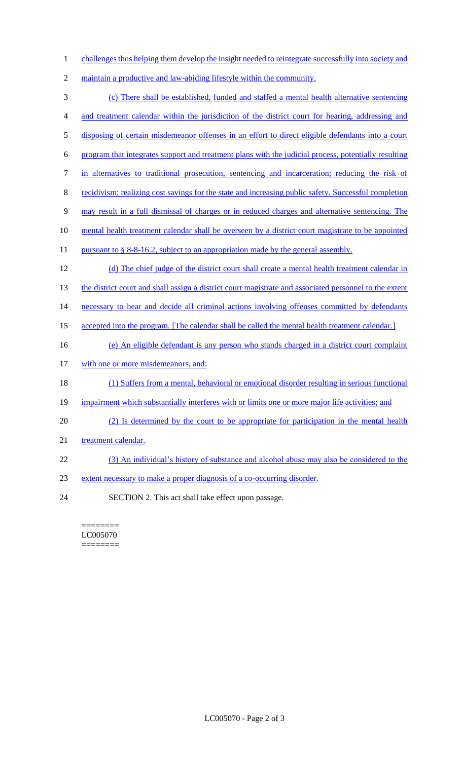challenges thus helping them develop the insight needed to reintegrate successfully into society and maintain a productive and law-abiding lifestyle within the community.

(c) There shall be established, funded and staffed a mental health alternative sentencing and treatment calendar within the jurisdiction of the district court for hearing, addressing and disposing of certain misdemeanor offenses in an effort to direct eligible defendants into a court program that integrates support and treatment plans with the judicial process, potentially resulting in alternatives to traditional prosecution, sentencing and incarceration; reducing the risk of recidivism; realizing cost savings for the state and increasing public safety. Successful completion may result in a full dismissal of charges or in reduced charges and alternative sentencing. The mental health treatment calendar shall be overseen by a district court magistrate to be appointed pursuant to § 8-8-16.2, subject to an appropriation made by the general assembly.

(d) The chief judge of the district court shall create a mental health treatment calendar in the district court and shall assign a district court magistrate and associated personnel to the extent necessary to hear and decide all criminal actions involving offenses committed by defendants accepted into the program. [The calendar shall be called the mental health treatment calendar.]

(e) An eligible defendant is any person who stands charged in a district court complaint with one or more misdemeanors, and:

(1) Suffers from a mental, behavioral or emotional disorder resulting in serious functional impairment which substantially interferes with or limits one or more major life activities; and

(2) Is determined by the court to be appropriate for participation in the mental health treatment calendar.

(3) An individual's history of substance and alcohol abuse may also be considered to the extent necessary to make a proper diagnosis of a co-occurring disorder.

SECTION 2. This act shall take effect upon passage.

========
LC005070
========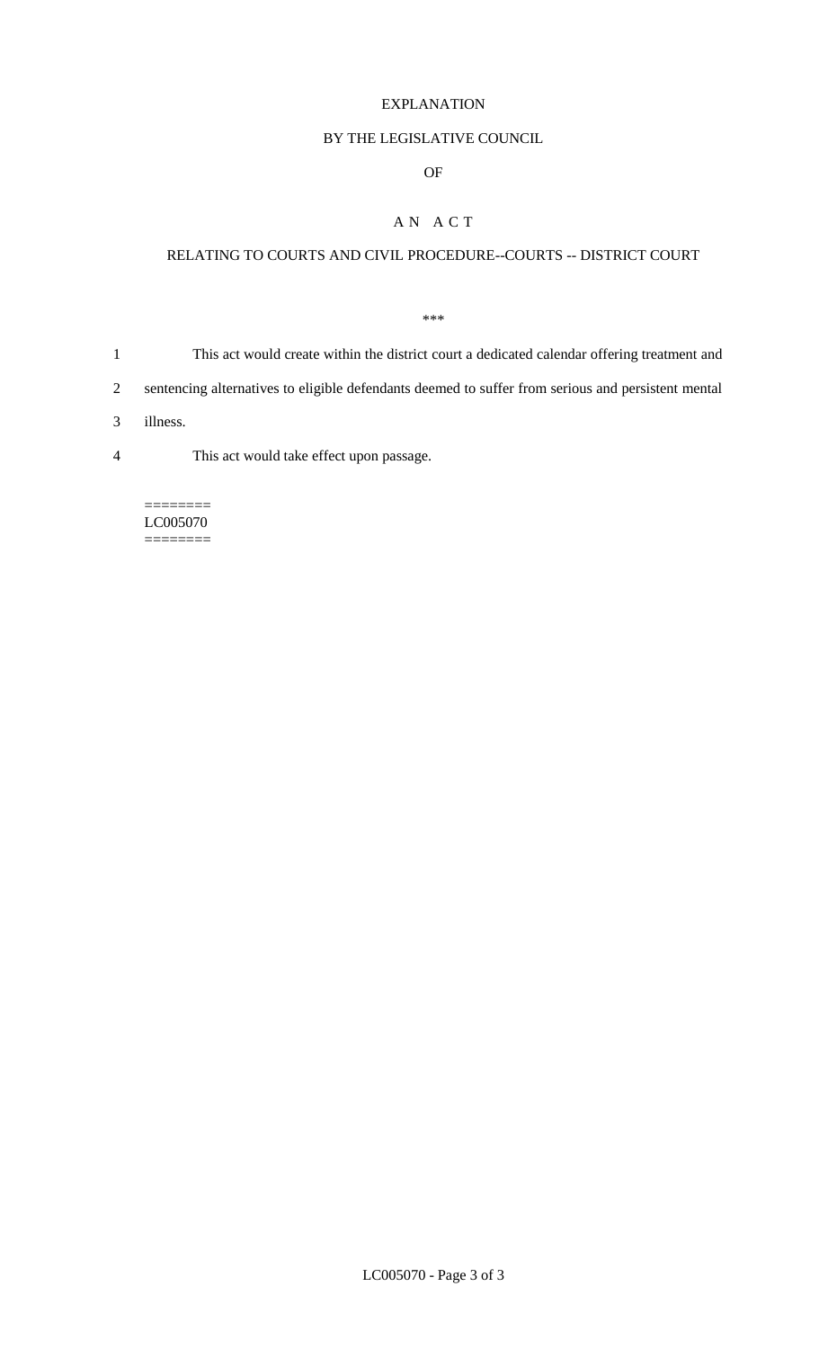EXPLANATION

BY THE LEGISLATIVE COUNCIL

OF

A N A C T

RELATING TO COURTS AND CIVIL PROCEDURE--COURTS -- DISTRICT COURT

***

1 This act would create within the district court a dedicated calendar offering treatment and
2 sentencing alternatives to eligible defendants deemed to suffer from serious and persistent mental
3 illness.
4 This act would take effect upon passage.

========
LC005070
========